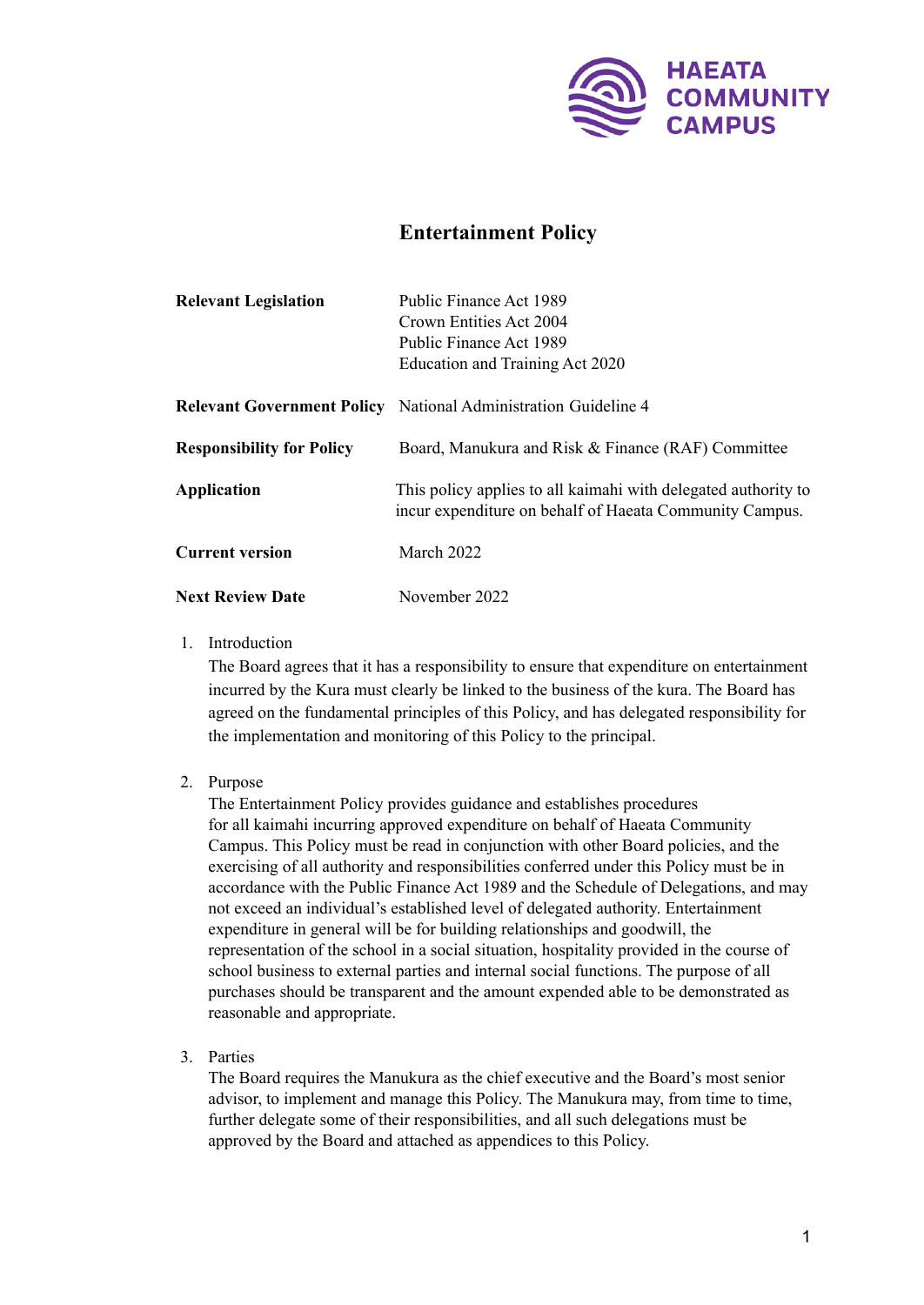HAEATA COMMUNITY CAMPUS

# Entertainment Policy

| | |
|---|---|
| **Relevant Legislation** | Public Finance Act 1989<br>Crown Entities Act 2004<br>Public Finance Act 1989<br>Education and Training Act 2020 |
| **Relevant Government Policy** | National Administration Guideline 4 |
| **Responsibility for Policy** | Board, Manukura and Risk & Finance (RAF) Committee |
| **Application** | This policy applies to all kaimahi with delegated authority to incur expenditure on behalf of Haeata Community Campus. |
| **Current version** | March 2022 |
| **Next Review Date** | November 2022 |

1. Introduction
   The Board agrees that it has a responsibility to ensure that expenditure on entertainment incurred by the Kura must clearly be linked to the business of the kura. The Board has agreed on the fundamental principles of this Policy, and has delegated responsibility for the implementation and monitoring of this Policy to the principal.

2. Purpose
   The Entertainment Policy provides guidance and establishes procedures for all kaimahi incurring approved expenditure on behalf of Haeata Community Campus. This Policy must be read in conjunction with other Board policies, and the exercising of all authority and responsibilities conferred under this Policy must be in accordance with the Public Finance Act 1989 and the Schedule of Delegations, and may not exceed an individual's established level of delegated authority. Entertainment expenditure in general will be for building relationships and goodwill, the representation of the school in a social situation, hospitality provided in the course of school business to external parties and internal social functions. The purpose of all purchases should be transparent and the amount expended able to be demonstrated as reasonable and appropriate.

3. Parties
   The Board requires the Manukura as the chief executive and the Board's most senior advisor, to implement and manage this Policy. The Manukura may, from time to time, further delegate some of their responsibilities, and all such delegations must be approved by the Board and attached as appendices to this Policy.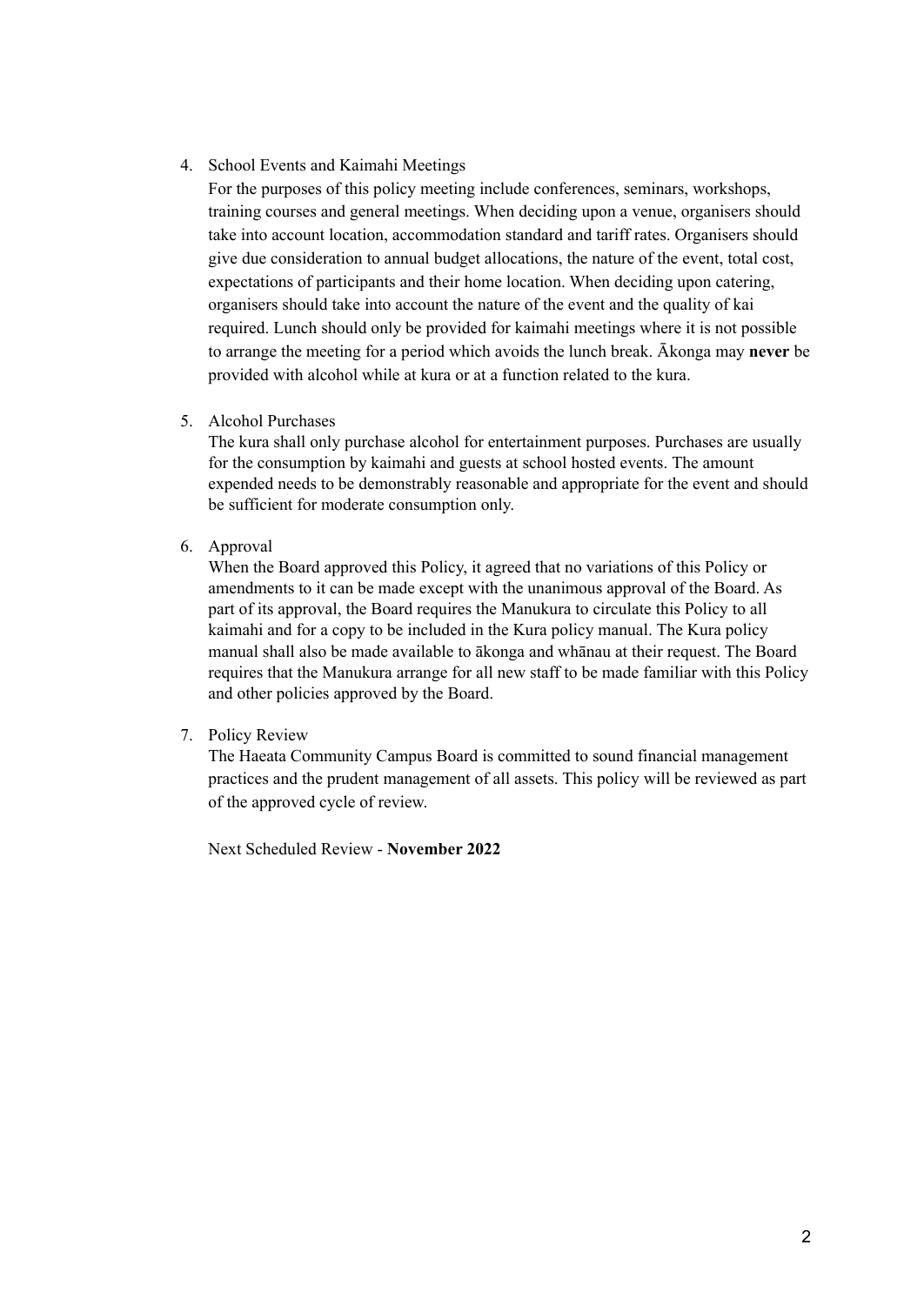4. School Events and Kaimahi Meetings

   For the purposes of this policy meeting include conferences, seminars, workshops, training courses and general meetings. When deciding upon a venue, organisers should take into account location, accommodation standard and tariff rates. Organisers should give due consideration to annual budget allocations, the nature of the event, total cost, expectations of participants and their home location. When deciding upon catering, organisers should take into account the nature of the event and the quality of kai required. Lunch should only be provided for kaimahi meetings where it is not possible to arrange the meeting for a period which avoids the lunch break. Ākonga may **never** be provided with alcohol while at kura or at a function related to the kura.

5. Alcohol Purchases

   The kura shall only purchase alcohol for entertainment purposes. Purchases are usually for the consumption by kaimahi and guests at school hosted events. The amount expended needs to be demonstrably reasonable and appropriate for the event and should be sufficient for moderate consumption only.

6. Approval

   When the Board approved this Policy, it agreed that no variations of this Policy or amendments to it can be made except with the unanimous approval of the Board. As part of its approval, the Board requires the Manukura to circulate this Policy to all kaimahi and for a copy to be included in the Kura policy manual. The Kura policy manual shall also be made available to ākonga and whānau at their request. The Board requires that the Manukura arrange for all new staff to be made familiar with this Policy and other policies approved by the Board.

7. Policy Review

   The Haeata Community Campus Board is committed to sound financial management practices and the prudent management of all assets. This policy will be reviewed as part of the approved cycle of review.

   Next Scheduled Review - **November 2022**